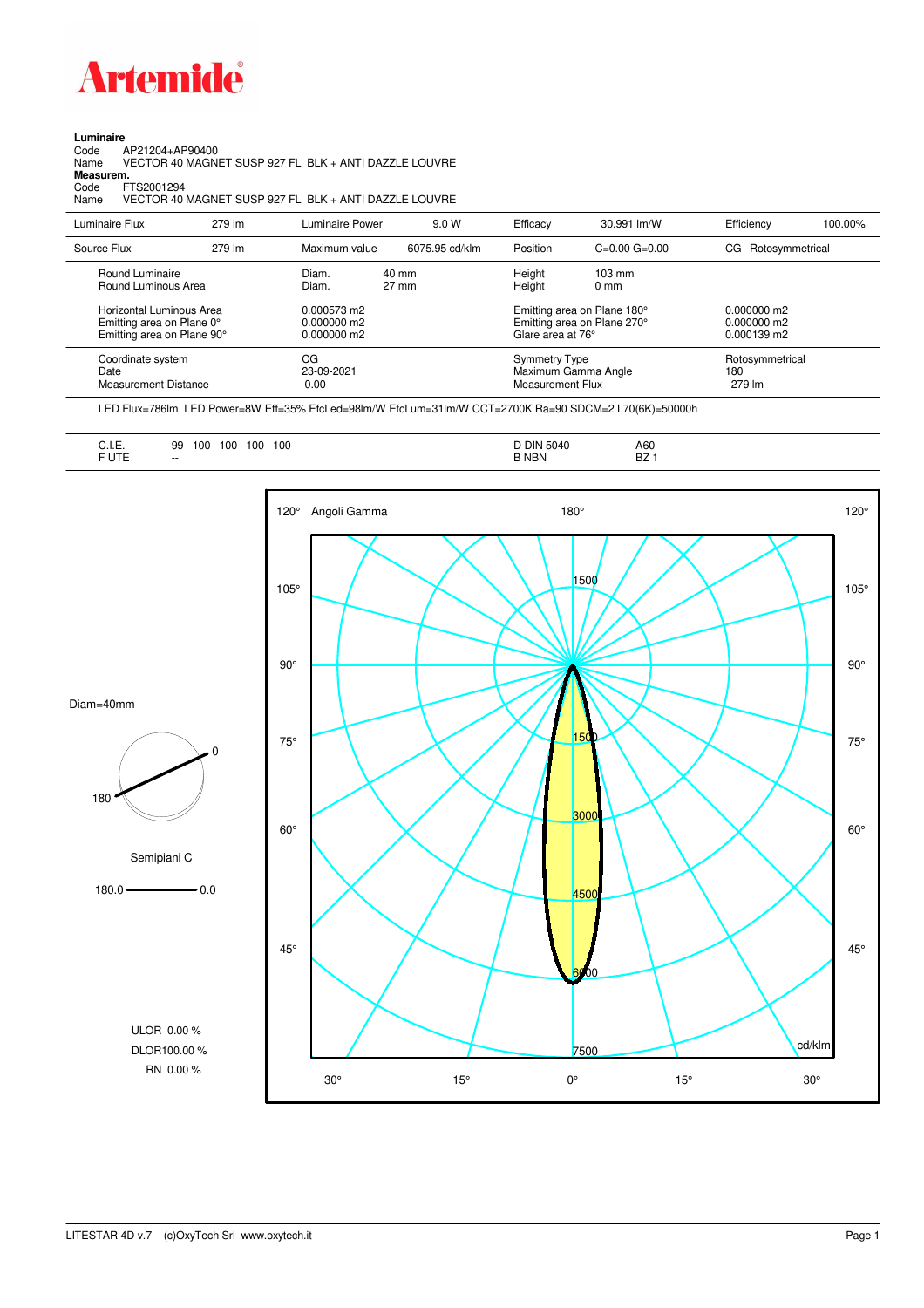Artemide

**Luminaire**

Code AP21204+AP90400

Name VECTOR 40 MAGNET SUSP 927 FL BLK + ANTI DAZZLE LOUVRE

**Measurem.**

Code FTS2001294

Name VECTOR 40 MAGNET SUSP 927 FL BLK + ANTI DAZZLE LOUVRE

| Luminaire Flux | 279 lm | Luminaire Power | 9.0 W | Efficacy | 30.991 lm/W | Efficiency | 100.00% |
|---|---|---|---|---|---|---|---|
| Source Flux | 279 lm | Maximum value | 6075.95 cd/klm | Position | C=0.00 G=0.00 | CG | Rotosymmetrical |

| | | | | |
|---|---|---|---|---|
| Round Luminaire | Diam. 40 mm | Height | 103 mm | |
| Round Luminous Area | Diam. 27 mm | Height | 0 mm | |
| Horizontal Luminous Area | 0.000573 m2 | Emitting area on Plane 180° | | 0.000000 m2 |
| Emitting area on Plane 0° | 0.000000 m2 | Emitting area on Plane 270° | | 0.000000 m2 |
| Emitting area on Plane 90° | 0.000000 m2 | Glare area at 76° | | 0.000139 m2 |

| | | | |
|---|---|---|---|
| Coordinate system | CG | Symmetry Type | Rotosymmetrical |
| Date | 23-09-2021 | Maximum Gamma Angle | 180 |
| Measurement Distance | 0.00 | Measurement Flux | 279 lm |

LED Flux=786lm LED Power=8W Eff=35% EfcLed=98lm/W EfcLum=31lm/W CCT=2700K Ra=90 SDCM=2 L70(6K)=50000h

| | | | |
|---|---|---|---|
| C.I.E. | 99 100 100 100 100 | D DIN 5040 | A60 |
| F UTE | -- | B NBN | BZ 1 |

Diam=40mm

Semipiani C

180.0 — 0.0

ULOR 0.00 %

DLOR100.00 %

RN 0.00 %

Angoli Gamma — cd/klm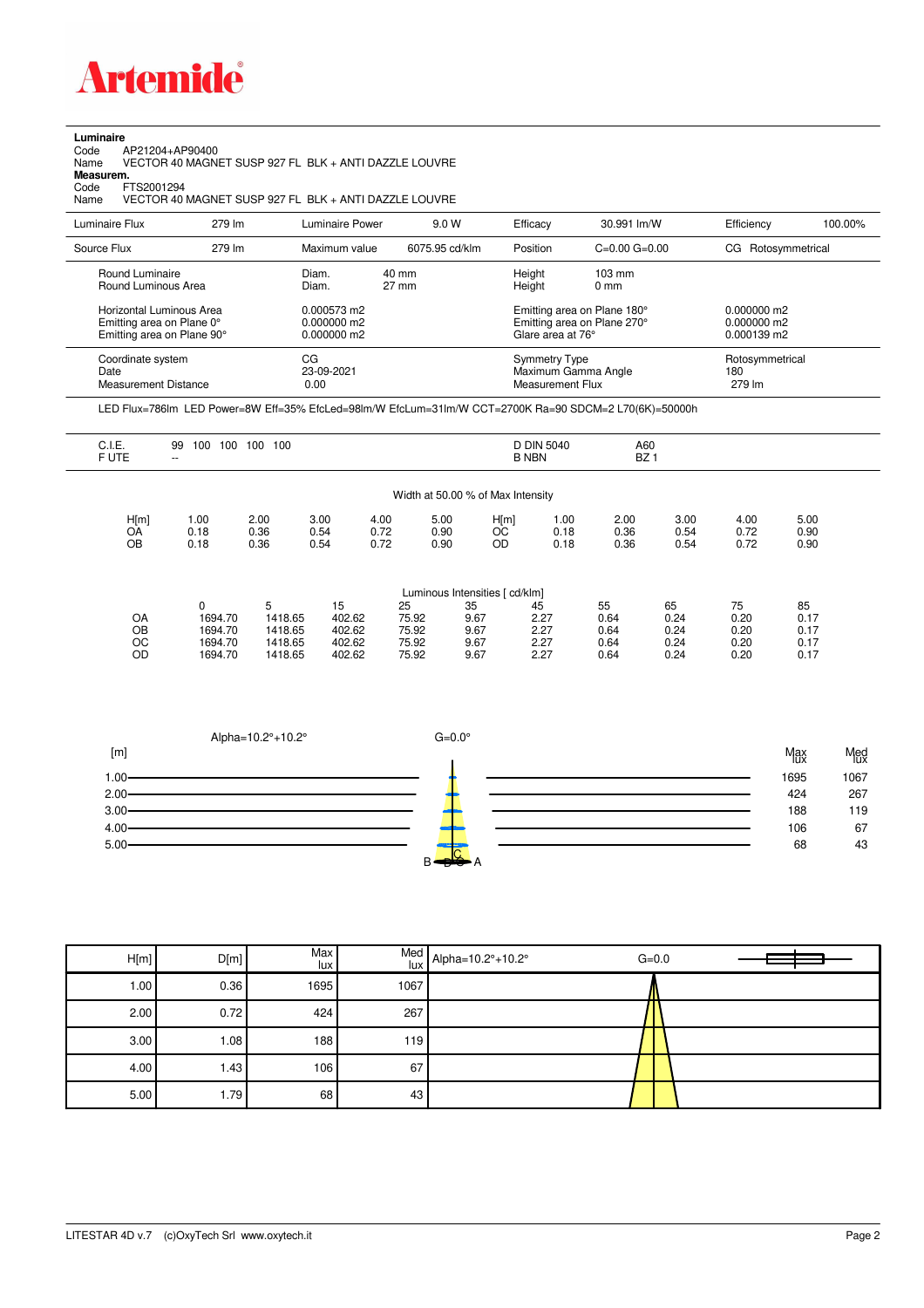# Artemide

**Luminaire**

Code AP21204+AP90400

Name VECTOR 40 MAGNET SUSP 927 FL BLK + ANTI DAZZLE LOUVRE

**Measurem.**

Code FTS2001294

Name VECTOR 40 MAGNET SUSP 927 FL BLK + ANTI DAZZLE LOUVRE

| | | | | | | | |
|---|---|---|---|---|---|---|---|
| Luminaire Flux | 279 lm | Luminaire Power | 9.0 W | Efficacy | 30.991 lm/W | Efficiency | 100.00% |
| Source Flux | 279 lm | Maximum value | 6075.95 cd/klm | Position | C=0.00 G=0.00 | CG Rotosymmetrical | |

| | | | | | |
|---|---|---|---|---|---|
| Round Luminaire | Diam. | 40 mm | Height | 103 mm | |
| Round Luminous Area | Diam. | 27 mm | Height | 0 mm | |
| Horizontal Luminous Area | 0.000573 m2 | | Emitting area on Plane 180° | | 0.000000 m2 |
| Emitting area on Plane 0° | 0.000000 m2 | | Emitting area on Plane 270° | | 0.000000 m2 |
| Emitting area on Plane 90° | 0.000000 m2 | | Glare area at 76° | | 0.000139 m2 |
| Coordinate system | CG | | Symmetry Type | | Rotosymmetrical |
| Date | 23-09-2021 | | Maximum Gamma Angle | | 180 |
| Measurement Distance | 0.00 | | Measurement Flux | | 279 lm |

LED Flux=786lm LED Power=8W Eff=35% EfcLed=98lm/W EfcLum=31lm/W CCT=2700K Ra=90 SDCM=2 L70(6K)=50000h

| | | | |
|---|---|---|---|
| C.I.E. | 99 100 100 100 100 | D DIN 5040 | A60 |
| F UTE | -- | B NBN | BZ 1 |

Width at 50.00 % of Max Intensity

| H[m] | 1.00 | 2.00 | 3.00 | 4.00 | 5.00 | H[m] | 1.00 | 2.00 | 3.00 | 4.00 | 5.00 |
|---|---|---|---|---|---|---|---|---|---|---|---|
| OA | 0.18 | 0.36 | 0.54 | 0.72 | 0.90 | OC | 0.18 | 0.36 | 0.54 | 0.72 | 0.90 |
| OB | 0.18 | 0.36 | 0.54 | 0.72 | 0.90 | OD | 0.18 | 0.36 | 0.54 | 0.72 | 0.90 |

Luminous Intensities [ cd/klm]

| | 0 | 5 | 15 | 25 | 35 | 45 | 55 | 65 | 75 | 85 |
|---|---|---|---|---|---|---|---|---|---|---|
| OA | 1694.70 | 1418.65 | 402.62 | 75.92 | 9.67 | 2.27 | 0.64 | 0.24 | 0.20 | 0.17 |
| OB | 1694.70 | 1418.65 | 402.62 | 75.92 | 9.67 | 2.27 | 0.64 | 0.24 | 0.20 | 0.17 |
| OC | 1694.70 | 1418.65 | 402.62 | 75.92 | 9.67 | 2.27 | 0.64 | 0.24 | 0.20 | 0.17 |
| OD | 1694.70 | 1418.65 | 402.62 | 75.92 | 9.67 | 2.27 | 0.64 | 0.24 | 0.20 | 0.17 |

Alpha=10.2°+10.2°

G=0.0°

[m]

1.00
2.00
3.00
4.00
5.00

B D C A

| [m] | Max lux | Med lux |
|---|---|---|
| 1.00 | 1695 | 1067 |
| 2.00 | 424 | 267 |
| 3.00 | 188 | 119 |
| 4.00 | 106 | 67 |
| 5.00 | 68 | 43 |

| H[m] | D[m] | Max lux | Med lux | Alpha=10.2°+10.2° G=0.0 |
|---|---|---|---|---|
| 1.00 | 0.36 | 1695 | 1067 | |
| 2.00 | 0.72 | 424 | 267 | |
| 3.00 | 1.08 | 188 | 119 | |
| 4.00 | 1.43 | 106 | 67 | |
| 5.00 | 1.79 | 68 | 43 | |

LITESTAR 4D v.7 (c)OxyTech Srl www.oxytech.it